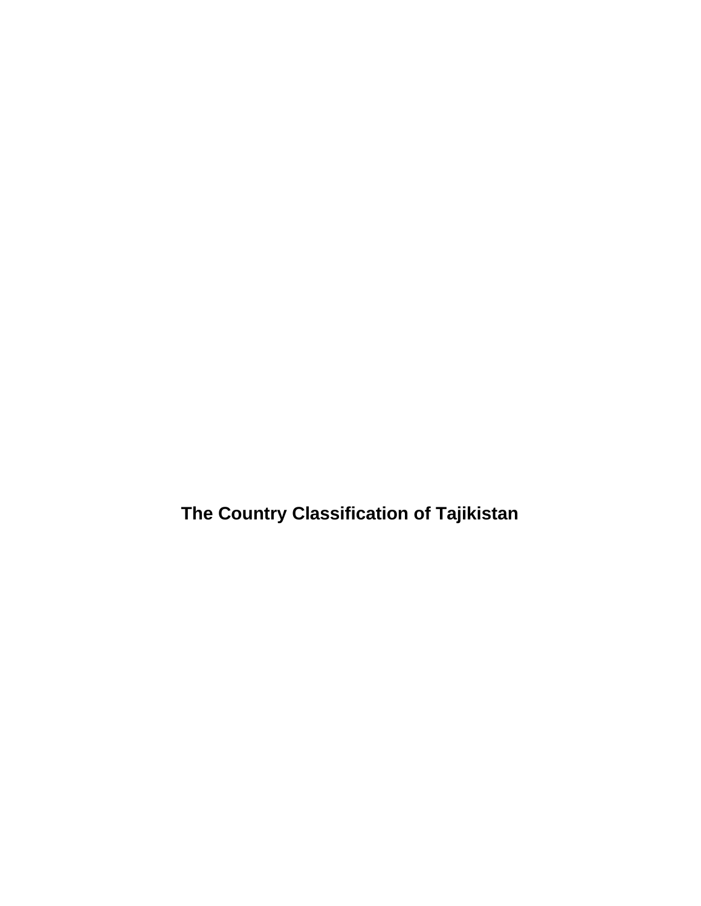# The Country Classification of Tajikistan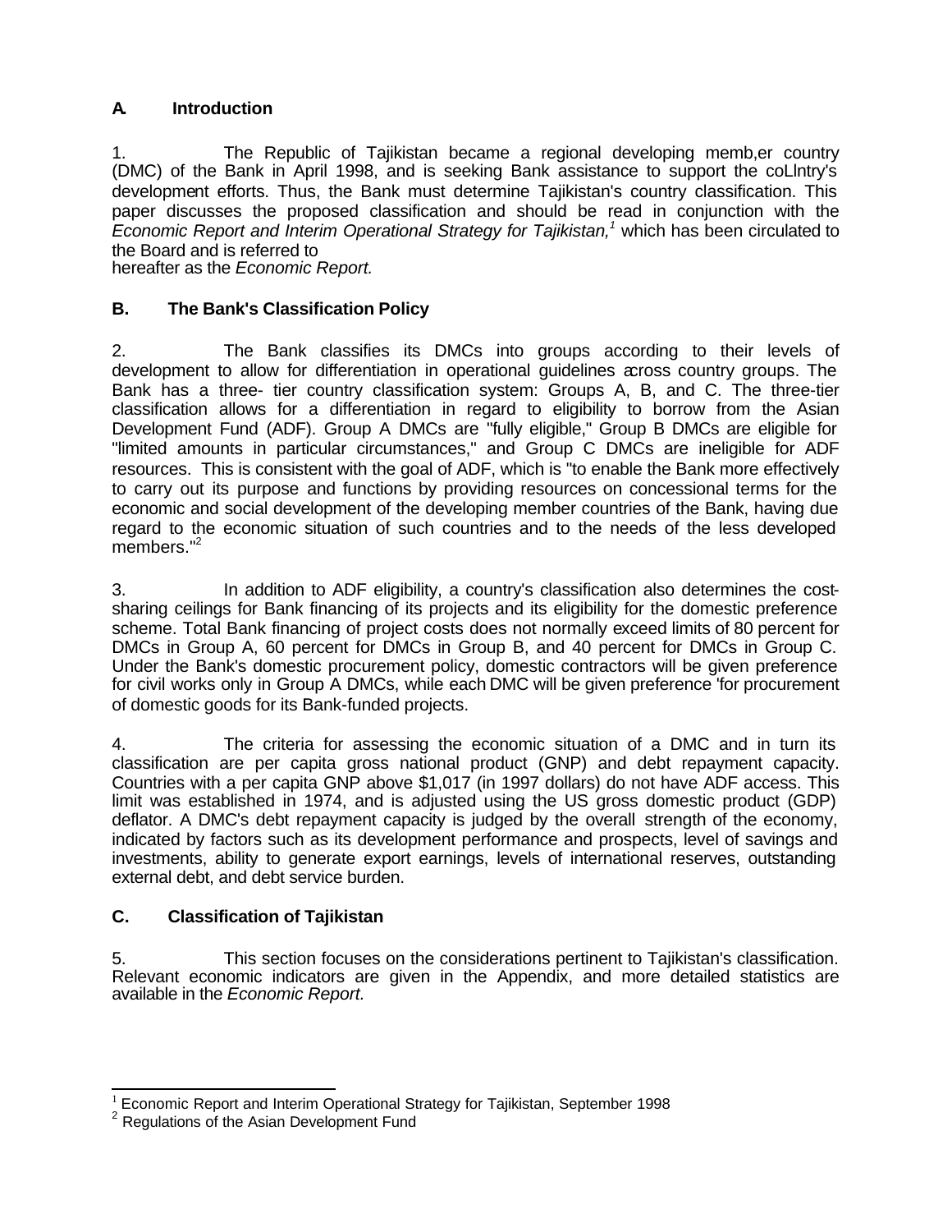## A. Introduction

1. The Republic of Tajikistan became a regional developing memb,er country (DMC) of the Bank in April 1998, and is seeking Bank assistance to support the coLlntry's development efforts. Thus, the Bank must determine Tajikistan's country classification. This paper discusses the proposed classification and should be read in conjunction with the *Economic Report and Interim Operational Strategy for Tajikistan,*[1] which has been circulated to the Board and is referred to hereafter as the *Economic Report.*

## B. The Bank's Classification Policy

2. The Bank classifies its DMCs into groups according to their levels of development to allow for differentiation in operational guidelines across country groups. The Bank has a three- tier country classification system: Groups A, B, and C. The three-tier classification allows for a differentiation in regard to eligibility to borrow from the Asian Development Fund (ADF). Group A DMCs are "fully eligible," Group B DMCs are eligible for "limited amounts in particular circumstances," and Group C DMCs are ineligible for ADF resources. This is consistent with the goal of ADF, which is "to enable the Bank more effectively to carry out its purpose and functions by providing resources on concessional terms for the economic and social development of the developing member countries of the Bank, having due regard to the economic situation of such countries and to the needs of the less developed members."[2]

3. In addition to ADF eligibility, a country's classification also determines the cost-sharing ceilings for Bank financing of its projects and its eligibility for the domestic preference scheme. Total Bank financing of project costs does not normally exceed limits of 80 percent for DMCs in Group A, 60 percent for DMCs in Group B, and 40 percent for DMCs in Group C. Under the Bank's domestic procurement policy, domestic contractors will be given preference for civil works only in Group A DMCs, while each DMC will be given preference 'for procurement of domestic goods for its Bank-funded projects.

4. The criteria for assessing the economic situation of a DMC and in turn its classification are per capita gross national product (GNP) and debt repayment capacity. Countries with a per capita GNP above $1,017 (in 1997 dollars) do not have ADF access. This limit was established in 1974, and is adjusted using the US gross domestic product (GDP) deflator. A DMC's debt repayment capacity is judged by the overall strength of the economy, indicated by factors such as its development performance and prospects, level of savings and investments, ability to generate export earnings, levels of international reserves, outstanding external debt, and debt service burden.

## C. Classification of Tajikistan

5. This section focuses on the considerations pertinent to Tajikistan's classification. Relevant economic indicators are given in the Appendix, and more detailed statistics are available in the *Economic Report.*

---

[1] Economic Report and Interim Operational Strategy for Tajikistan, September 1998

[2] Regulations of the Asian Development Fund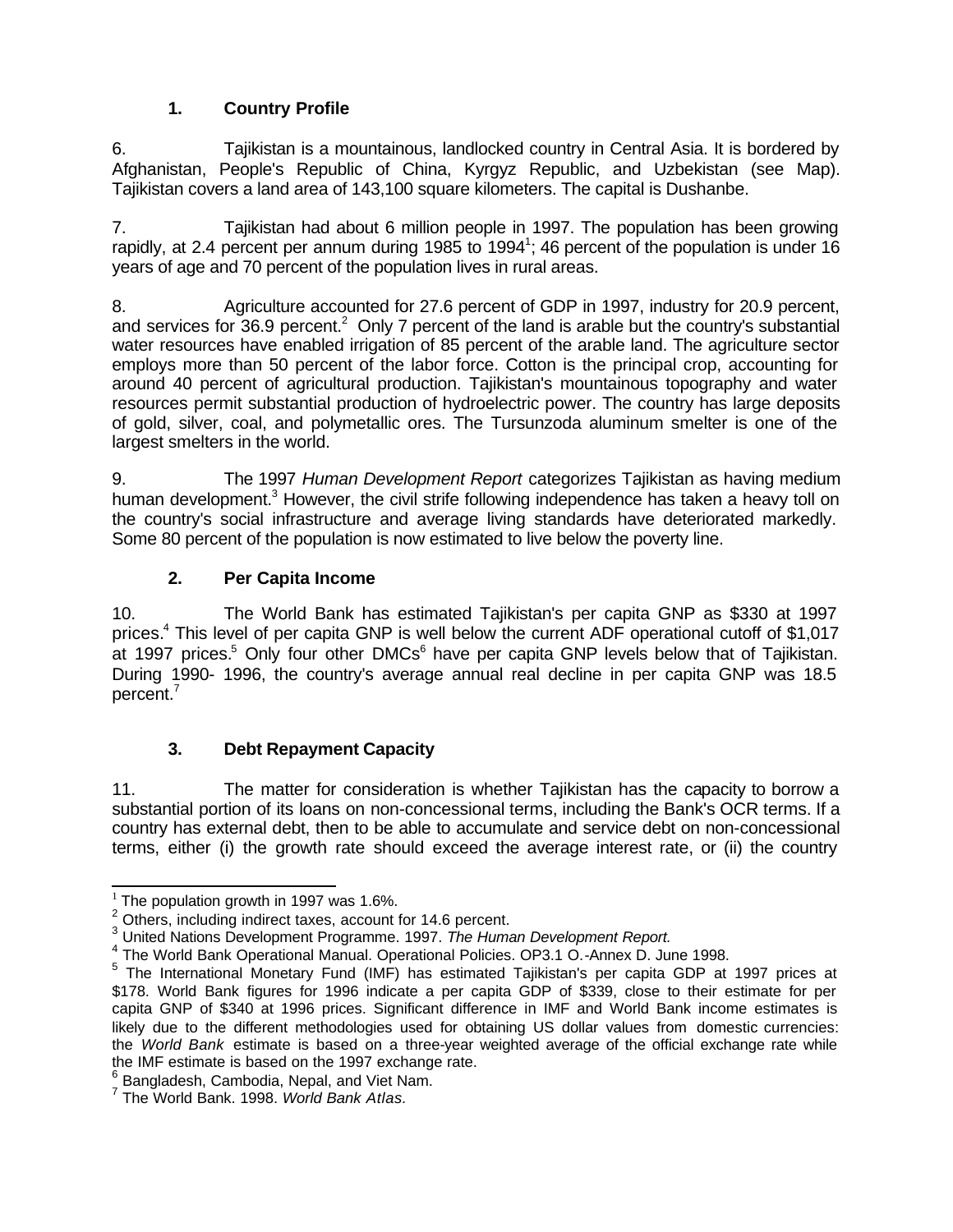### 1. Country Profile

6. Tajikistan is a mountainous, landlocked country in Central Asia. It is bordered by Afghanistan, People's Republic of China, Kyrgyz Republic, and Uzbekistan (see Map). Tajikistan covers a land area of 143,100 square kilometers. The capital is Dushanbe.

7. Tajikistan had about 6 million people in 1997. The population has been growing rapidly, at 2.4 percent per annum during 1985 to 1994[1]; 46 percent of the population is under 16 years of age and 70 percent of the population lives in rural areas.

8. Agriculture accounted for 27.6 percent of GDP in 1997, industry for 20.9 percent, and services for 36.9 percent.[2] Only 7 percent of the land is arable but the country's substantial water resources have enabled irrigation of 85 percent of the arable land. The agriculture sector employs more than 50 percent of the labor force. Cotton is the principal crop, accounting for around 40 percent of agricultural production. Tajikistan's mountainous topography and water resources permit substantial production of hydroelectric power. The country has large deposits of gold, silver, coal, and polymetallic ores. The Tursunzoda aluminum smelter is one of the largest smelters in the world.

9. The 1997 *Human Development Report* categorizes Tajikistan as having medium human development.[3] However, the civil strife following independence has taken a heavy toll on the country's social infrastructure and average living standards have deteriorated markedly. Some 80 percent of the population is now estimated to live below the poverty line.

### 2. Per Capita Income

10. The World Bank has estimated Tajikistan's per capita GNP as $330 at 1997 prices.[4] This level of per capita GNP is well below the current ADF operational cutoff of $1,017 at 1997 prices.[5] Only four other DMCs[6] have per capita GNP levels below that of Tajikistan. During 1990- 1996, the country's average annual real decline in per capita GNP was 18.5 percent.[7]

### 3. Debt Repayment Capacity

11. The matter for consideration is whether Tajikistan has the capacity to borrow a substantial portion of its loans on non-concessional terms, including the Bank's OCR terms. If a country has external debt, then to be able to accumulate and service debt on non-concessional terms, either (i) the growth rate should exceed the average interest rate, or (ii) the country

---

[1] The population growth in 1997 was 1.6%.

[2] Others, including indirect taxes, account for 14.6 percent.

[3] United Nations Development Programme. 1997. *The Human Development Report.*

[4] The World Bank Operational Manual. Operational Policies. OP3.1 O.-Annex D. June 1998.

[5] The International Monetary Fund (IMF) has estimated Tajikistan's per capita GDP at 1997 prices at $178. World Bank figures for 1996 indicate a per capita GDP of $339, close to their estimate for per capita GNP of $340 at 1996 prices. Significant difference in IMF and World Bank income estimates is likely due to the different methodologies used for obtaining US dollar values from domestic currencies: the *World Bank* estimate is based on a three-year weighted average of the official exchange rate while the IMF estimate is based on the 1997 exchange rate.

[6] Bangladesh, Cambodia, Nepal, and Viet Nam.

[7] The World Bank. 1998. *World Bank Atlas*.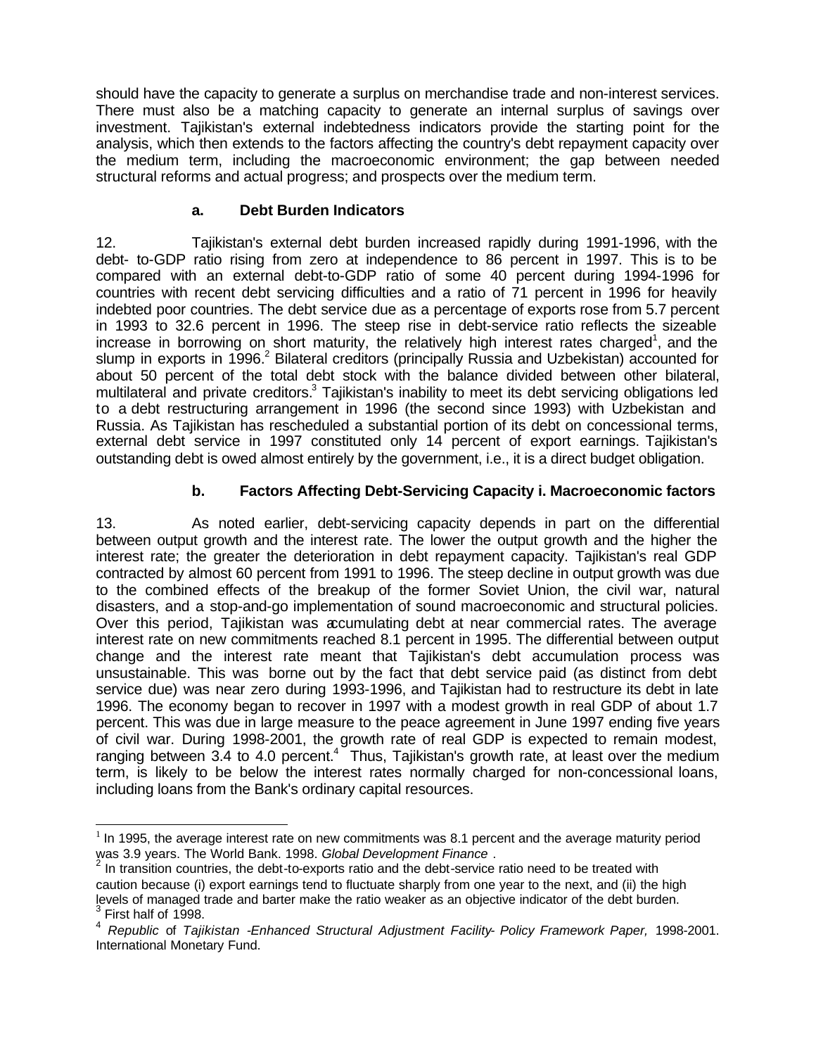should have the capacity to generate a surplus on merchandise trade and non-interest services. There must also be a matching capacity to generate an internal surplus of savings over investment. Tajikistan's external indebtedness indicators provide the starting point for the analysis, which then extends to the factors affecting the country's debt repayment capacity over the medium term, including the macroeconomic environment; the gap between needed structural reforms and actual progress; and prospects over the medium term.

### a. Debt Burden Indicators

12. Tajikistan's external debt burden increased rapidly during 1991-1996, with the debt- to-GDP ratio rising from zero at independence to 86 percent in 1997. This is to be compared with an external debt-to-GDP ratio of some 40 percent during 1994-1996 for countries with recent debt servicing difficulties and a ratio of 71 percent in 1996 for heavily indebted poor countries. The debt service due as a percentage of exports rose from 5.7 percent in 1993 to 32.6 percent in 1996. The steep rise in debt-service ratio reflects the sizeable increase in borrowing on short maturity, the relatively high interest rates charged[1], and the slump in exports in 1996.[2] Bilateral creditors (principally Russia and Uzbekistan) accounted for about 50 percent of the total debt stock with the balance divided between other bilateral, multilateral and private creditors.[3] Tajikistan's inability to meet its debt servicing obligations led to a debt restructuring arrangement in 1996 (the second since 1993) with Uzbekistan and Russia. As Tajikistan has rescheduled a substantial portion of its debt on concessional terms, external debt service in 1997 constituted only 14 percent of export earnings. Tajikistan's outstanding debt is owed almost entirely by the government, i.e., it is a direct budget obligation.

### b. Factors Affecting Debt-Servicing Capacity i. Macroeconomic factors

13. As noted earlier, debt-servicing capacity depends in part on the differential between output growth and the interest rate. The lower the output growth and the higher the interest rate; the greater the deterioration in debt repayment capacity. Tajikistan's real GDP contracted by almost 60 percent from 1991 to 1996. The steep decline in output growth was due to the combined effects of the breakup of the former Soviet Union, the civil war, natural disasters, and a stop-and-go implementation of sound macroeconomic and structural policies. Over this period, Tajikistan was accumulating debt at near commercial rates. The average interest rate on new commitments reached 8.1 percent in 1995. The differential between output change and the interest rate meant that Tajikistan's debt accumulation process was unsustainable. This was borne out by the fact that debt service paid (as distinct from debt service due) was near zero during 1993-1996, and Tajikistan had to restructure its debt in late 1996. The economy began to recover in 1997 with a modest growth in real GDP of about 1.7 percent. This was due in large measure to the peace agreement in June 1997 ending five years of civil war. During 1998-2001, the growth rate of real GDP is expected to remain modest, ranging between 3.4 to 4.0 percent.[4] Thus, Tajikistan's growth rate, at least over the medium term, is likely to be below the interest rates normally charged for non-concessional loans, including loans from the Bank's ordinary capital resources.

---

[1] In 1995, the average interest rate on new commitments was 8.1 percent and the average maturity period was 3.9 years. The World Bank. 1998. *Global Development Finance* .

[2] In transition countries, the debt-to-exports ratio and the debt-service ratio need to be treated with caution because (i) export earnings tend to fluctuate sharply from one year to the next, and (ii) the high levels of managed trade and barter make the ratio weaker as an objective indicator of the debt burden.

[3] First half of 1998.

[4] *Republic* of *Tajikistan -Enhanced Structural Adjustment Facility- Policy Framework Paper,* 1998-2001. International Monetary Fund.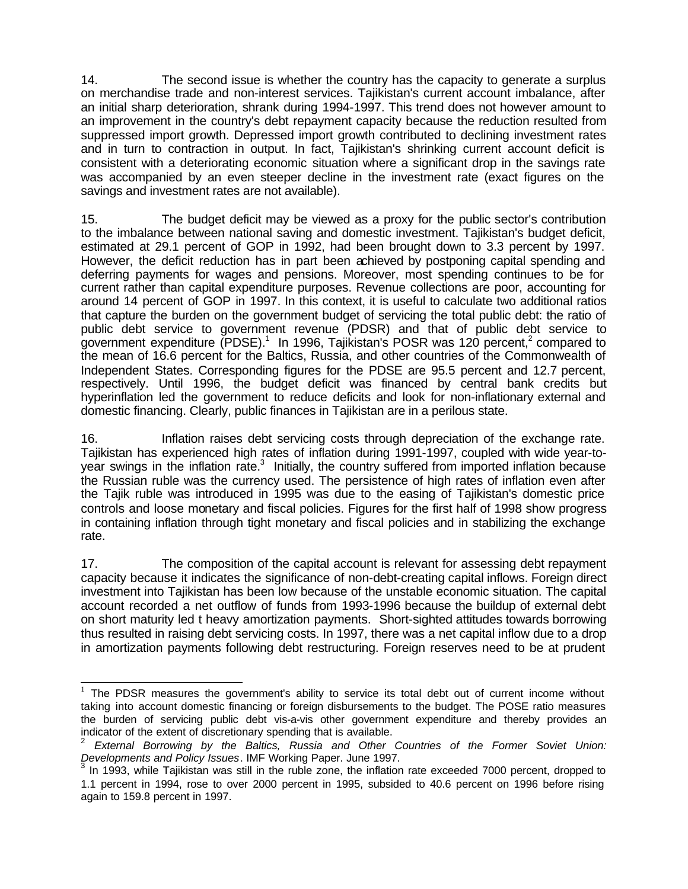14. The second issue is whether the country has the capacity to generate a surplus on merchandise trade and non-interest services. Tajikistan's current account imbalance, after an initial sharp deterioration, shrank during 1994-1997. This trend does not however amount to an improvement in the country's debt repayment capacity because the reduction resulted from suppressed import growth. Depressed import growth contributed to declining investment rates and in turn to contraction in output. In fact, Tajikistan's shrinking current account deficit is consistent with a deteriorating economic situation where a significant drop in the savings rate was accompanied by an even steeper decline in the investment rate (exact figures on the savings and investment rates are not available).

15. The budget deficit may be viewed as a proxy for the public sector's contribution to the imbalance between national saving and domestic investment. Tajikistan's budget deficit, estimated at 29.1 percent of GOP in 1992, had been brought down to 3.3 percent by 1997. However, the deficit reduction has in part been achieved by postponing capital spending and deferring payments for wages and pensions. Moreover, most spending continues to be for current rather than capital expenditure purposes. Revenue collections are poor, accounting for around 14 percent of GOP in 1997. In this context, it is useful to calculate two additional ratios that capture the burden on the government budget of servicing the total public debt: the ratio of public debt service to government revenue (PDSR) and that of public debt service to government expenditure (PDSE).[1] In 1996, Tajikistan's POSR was 120 percent,[2] compared to the mean of 16.6 percent for the Baltics, Russia, and other countries of the Commonwealth of Independent States. Corresponding figures for the PDSE are 95.5 percent and 12.7 percent, respectively. Until 1996, the budget deficit was financed by central bank credits but hyperinflation led the government to reduce deficits and look for non-inflationary external and domestic financing. Clearly, public finances in Tajikistan are in a perilous state.

16. Inflation raises debt servicing costs through depreciation of the exchange rate. Tajikistan has experienced high rates of inflation during 1991-1997, coupled with wide year-to-year swings in the inflation rate.[3] Initially, the country suffered from imported inflation because the Russian ruble was the currency used. The persistence of high rates of inflation even after the Tajik ruble was introduced in 1995 was due to the easing of Tajikistan's domestic price controls and loose monetary and fiscal policies. Figures for the first half of 1998 show progress in containing inflation through tight monetary and fiscal policies and in stabilizing the exchange rate.

17. The composition of the capital account is relevant for assessing debt repayment capacity because it indicates the significance of non-debt-creating capital inflows. Foreign direct investment into Tajikistan has been low because of the unstable economic situation. The capital account recorded a net outflow of funds from 1993-1996 because the buildup of external debt on short maturity led t heavy amortization payments. Short-sighted attitudes towards borrowing thus resulted in raising debt servicing costs. In 1997, there was a net capital inflow due to a drop in amortization payments following debt restructuring. Foreign reserves need to be at prudent

---

[1] The PDSR measures the government's ability to service its total debt out of current income without taking into account domestic financing or foreign disbursements to the budget. The POSE ratio measures the burden of servicing public debt vis-a-vis other government expenditure and thereby provides an indicator of the extent of discretionary spending that is available.

[2] *External Borrowing by the Baltics, Russia and Other Countries of the Former Soviet Union: Developments and Policy Issues*. IMF Working Paper. June 1997.

[3] In 1993, while Tajikistan was still in the ruble zone, the inflation rate exceeded 7000 percent, dropped to 1.1 percent in 1994, rose to over 2000 percent in 1995, subsided to 40.6 percent on 1996 before rising again to 159.8 percent in 1997.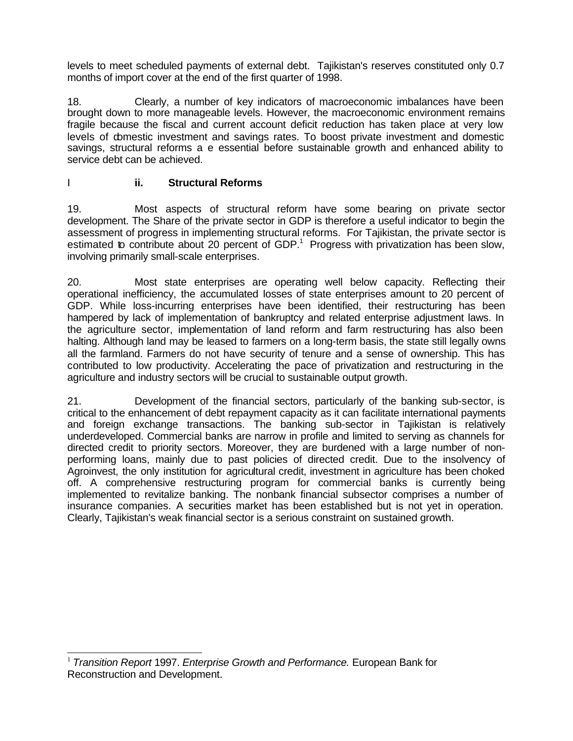levels to meet scheduled payments of external debt. Tajikistan's reserves constituted only 0.7 months of import cover at the end of the first quarter of 1998.

18. Clearly, a number of key indicators of macroeconomic imbalances have been brought down to more manageable levels. However, the macroeconomic environment remains fragile because the fiscal and current account deficit reduction has taken place at very low levels of domestic investment and savings rates. To boost private investment and domestic savings, structural reforms a e essential before sustainable growth and enhanced ability to service debt can be achieved.

### I ii. Structural Reforms

19. Most aspects of structural reform have some bearing on private sector development. The Share of the private sector in GDP is therefore a useful indicator to begin the assessment of progress in implementing structural reforms. For Tajikistan, the private sector is estimated to contribute about 20 percent of GDP.[1] Progress with privatization has been slow, involving primarily small-scale enterprises.

20. Most state enterprises are operating well below capacity. Reflecting their operational inefficiency, the accumulated losses of state enterprises amount to 20 percent of GDP. While loss-incurring enterprises have been identified, their restructuring has been hampered by lack of implementation of bankruptcy and related enterprise adjustment laws. In the agriculture sector, implementation of land reform and farm restructuring has also been halting. Although land may be leased to farmers on a long-term basis, the state still legally owns all the farmland. Farmers do not have security of tenure and a sense of ownership. This has contributed to low productivity. Accelerating the pace of privatization and restructuring in the agriculture and industry sectors will be crucial to sustainable output growth.

21. Development of the financial sectors, particularly of the banking sub-sector, is critical to the enhancement of debt repayment capacity as it can facilitate international payments and foreign exchange transactions. The banking sub-sector in Tajikistan is relatively underdeveloped. Commercial banks are narrow in profile and limited to serving as channels for directed credit to priority sectors. Moreover, they are burdened with a large number of non-performing loans, mainly due to past policies of directed credit. Due to the insolvency of Agroinvest, the only institution for agricultural credit, investment in agriculture has been choked off. A comprehensive restructuring program for commercial banks is currently being implemented to revitalize banking. The nonbank financial subsector comprises a number of insurance companies. A securities market has been established but is not yet in operation. Clearly, Tajikistan's weak financial sector is a serious constraint on sustained growth.

---

[1] *Transition Report* 1997. *Enterprise Growth and Performance.* European Bank for Reconstruction and Development.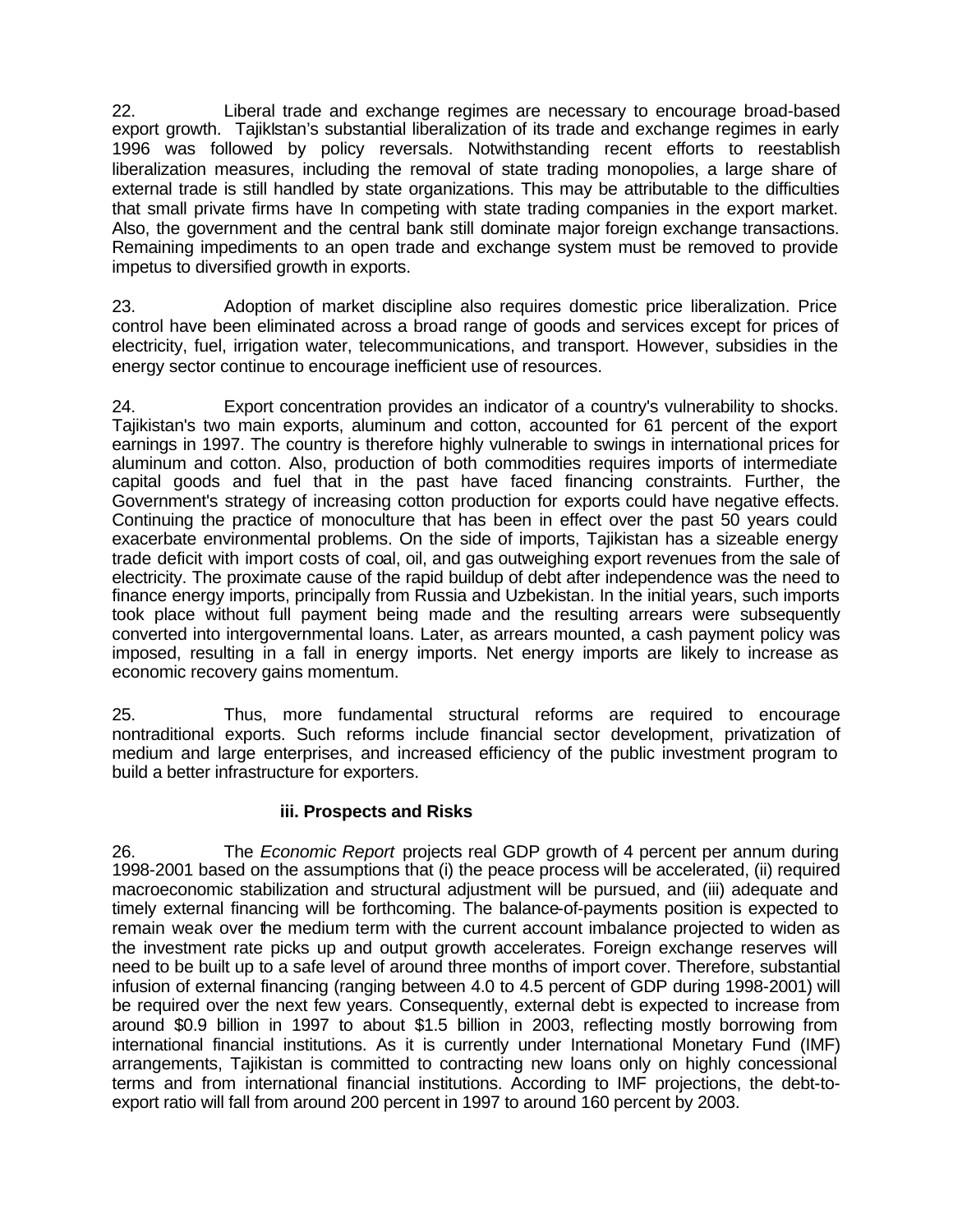22. Liberal trade and exchange regimes are necessary to encourage broad-based export growth. Tajikistan's substantial liberalization of its trade and exchange regimes in early 1996 was followed by policy reversals. Notwithstanding recent efforts to reestablish liberalization measures, including the removal of state trading monopolies, a large share of external trade is still handled by state organizations. This may be attributable to the difficulties that small private firms have In competing with state trading companies in the export market. Also, the government and the central bank still dominate major foreign exchange transactions. Remaining impediments to an open trade and exchange system must be removed to provide impetus to diversified growth in exports.

23. Adoption of market discipline also requires domestic price liberalization. Price control have been eliminated across a broad range of goods and services except for prices of electricity, fuel, irrigation water, telecommunications, and transport. However, subsidies in the energy sector continue to encourage inefficient use of resources.

24. Export concentration provides an indicator of a country's vulnerability to shocks. Tajikistan's two main exports, aluminum and cotton, accounted for 61 percent of the export earnings in 1997. The country is therefore highly vulnerable to swings in international prices for aluminum and cotton. Also, production of both commodities requires imports of intermediate capital goods and fuel that in the past have faced financing constraints. Further, the Government's strategy of increasing cotton production for exports could have negative effects. Continuing the practice of monoculture that has been in effect over the past 50 years could exacerbate environmental problems. On the side of imports, Tajikistan has a sizeable energy trade deficit with import costs of coal, oil, and gas outweighing export revenues from the sale of electricity. The proximate cause of the rapid buildup of debt after independence was the need to finance energy imports, principally from Russia and Uzbekistan. In the initial years, such imports took place without full payment being made and the resulting arrears were subsequently converted into intergovernmental loans. Later, as arrears mounted, a cash payment policy was imposed, resulting in a fall in energy imports. Net energy imports are likely to increase as economic recovery gains momentum.

25. Thus, more fundamental structural reforms are required to encourage nontraditional exports. Such reforms include financial sector development, privatization of medium and large enterprises, and increased efficiency of the public investment program to build a better infrastructure for exporters.

### iii. Prospects and Risks

26. The *Economic Report* projects real GDP growth of 4 percent per annum during 1998-2001 based on the assumptions that (i) the peace process will be accelerated, (ii) required macroeconomic stabilization and structural adjustment will be pursued, and (iii) adequate and timely external financing will be forthcoming. The balance-of-payments position is expected to remain weak over the medium term with the current account imbalance projected to widen as the investment rate picks up and output growth accelerates. Foreign exchange reserves will need to be built up to a safe level of around three months of import cover. Therefore, substantial infusion of external financing (ranging between 4.0 to 4.5 percent of GDP during 1998-2001) will be required over the next few years. Consequently, external debt is expected to increase from around $0.9 billion in 1997 to about $1.5 billion in 2003, reflecting mostly borrowing from international financial institutions. As it is currently under International Monetary Fund (IMF) arrangements, Tajikistan is committed to contracting new loans only on highly concessional terms and from international financial institutions. According to IMF projections, the debt-to-export ratio will fall from around 200 percent in 1997 to around 160 percent by 2003.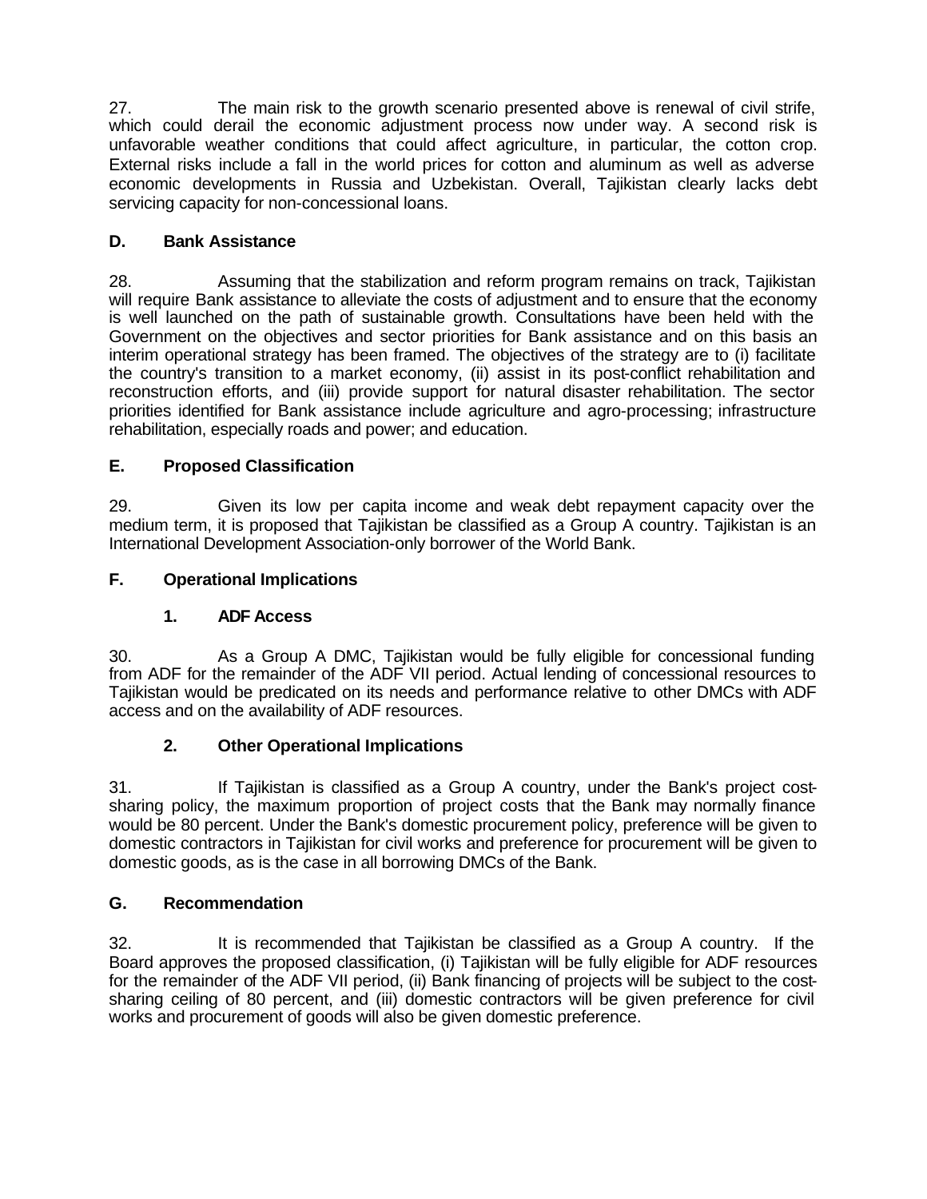27. The main risk to the growth scenario presented above is renewal of civil strife, which could derail the economic adjustment process now under way. A second risk is unfavorable weather conditions that could affect agriculture, in particular, the cotton crop. External risks include a fall in the world prices for cotton and aluminum as well as adverse economic developments in Russia and Uzbekistan. Overall, Tajikistan clearly lacks debt servicing capacity for non-concessional loans.

## D. Bank Assistance

28. Assuming that the stabilization and reform program remains on track, Tajikistan will require Bank assistance to alleviate the costs of adjustment and to ensure that the economy is well launched on the path of sustainable growth. Consultations have been held with the Government on the objectives and sector priorities for Bank assistance and on this basis an interim operational strategy has been framed. The objectives of the strategy are to (i) facilitate the country's transition to a market economy, (ii) assist in its post-conflict rehabilitation and reconstruction efforts, and (iii) provide support for natural disaster rehabilitation. The sector priorities identified for Bank assistance include agriculture and agro-processing; infrastructure rehabilitation, especially roads and power; and education.

## E. Proposed Classification

29. Given its low per capita income and weak debt repayment capacity over the medium term, it is proposed that Tajikistan be classified as a Group A country. Tajikistan is an International Development Association-only borrower of the World Bank.

## F. Operational Implications

### 1. ADF Access

30. As a Group A DMC, Tajikistan would be fully eligible for concessional funding from ADF for the remainder of the ADF VII period. Actual lending of concessional resources to Tajikistan would be predicated on its needs and performance relative to other DMCs with ADF access and on the availability of ADF resources.

### 2. Other Operational Implications

31. If Tajikistan is classified as a Group A country, under the Bank's project cost-sharing policy, the maximum proportion of project costs that the Bank may normally finance would be 80 percent. Under the Bank's domestic procurement policy, preference will be given to domestic contractors in Tajikistan for civil works and preference for procurement will be given to domestic goods, as is the case in all borrowing DMCs of the Bank.

## G. Recommendation

32. It is recommended that Tajikistan be classified as a Group A country. If the Board approves the proposed classification, (i) Tajikistan will be fully eligible for ADF resources for the remainder of the ADF VII period, (ii) Bank financing of projects will be subject to the cost-sharing ceiling of 80 percent, and (iii) domestic contractors will be given preference for civil works and procurement of goods will also be given domestic preference.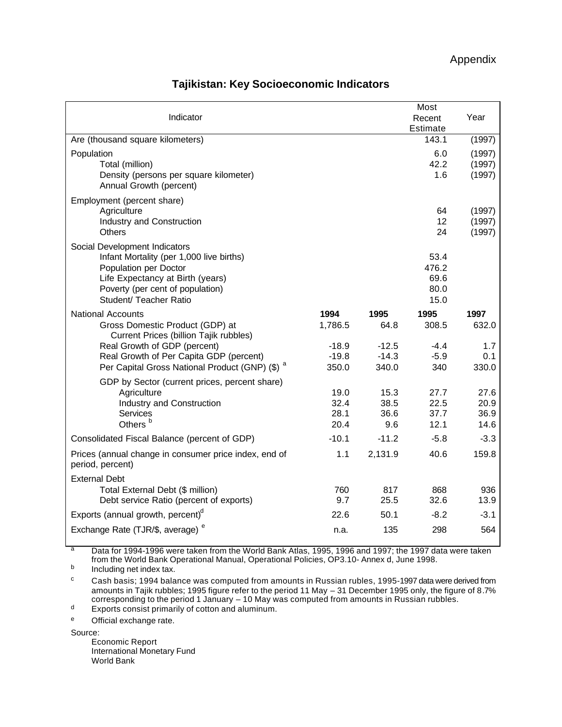Appendix

## Tajikistan: Key Socioeconomic Indicators

| Indicator | | | Most Recent Estimate | Year |
|---|---|---|---|---|
| Are (thousand square kilometers) | | | 143.1 | (1997) |
| Population | | | 6.0 | (1997) |
| Total (million) | | | 42.2 | (1997) |
| Density (persons per square kilometer) | | | 1.6 | (1997) |
| Annual Growth (percent) | | | | |
| Employment (percent share) | | | | |
| Agriculture | | | 64 | (1997) |
| Industry and Construction | | | 12 | (1997) |
| Others | | | 24 | (1997) |
| Social Development Indicators | | | | |
| Infant Mortality (per 1,000 live births) | | | 53.4 | |
| Population per Doctor | | | 476.2 | |
| Life Expectancy at Birth (years) | | | 69.6 | |
| Poverty (per cent of population) | | | 80.0 | |
| Student/ Teacher Ratio | | | 15.0 | |
| National Accounts | **1994** | **1995** | **1995** | **1997** |
| Gross Domestic Product (GDP) at Current Prices (billion Tajik rubbles) | 1,786.5 | 64.8 | 308.5 | 632.0 |
| Real Growth of GDP (percent) | -18.9 | -12.5 | -4.4 | 1.7 |
| Real Growth of Per Capita GDP (percent) | -19.8 | -14.3 | -5.9 | 0.1 |
| Per Capital Gross National Product (GNP) ($) [a] | 350.0 | 340.0 | 340 | 330.0 |
| GDP by Sector (current prices, percent share) | | | | |
| Agriculture | 19.0 | 15.3 | 27.7 | 27.6 |
| Industry and Construction | 32.4 | 38.5 | 22.5 | 20.9 |
| Services | 28.1 | 36.6 | 37.7 | 36.9 |
| Others [b] | 20.4 | 9.6 | 12.1 | 14.6 |
| Consolidated Fiscal Balance (percent of GDP) | -10.1 | -11.2 | -5.8 | -3.3 |
| Prices (annual change in consumer price index, end of period, percent) | 1.1 | 2,131.9 | 40.6 | 159.8 |
| External Debt | | | | |
| Total External Debt ($ million) | 760 | 817 | 868 | 936 |
| Debt service Ratio (percent of exports) | 9.7 | 25.5 | 32.6 | 13.9 |
| Exports (annual growth, percent)[d] | 22.6 | 50.1 | -8.2 | -3.1 |
| Exchange Rate (TJR/$, average) [e] | n.a. | 135 | 298 | 564 |

[a] Data for 1994-1996 were taken from the World Bank Atlas, 1995, 1996 and 1997; the 1997 data were taken from the World Bank Operational Manual, Operational Policies, OP3.10- Annex d, June 1998.

[b] Including net index tax.

[c] Cash basis; 1994 balance was computed from amounts in Russian rubles, 1995-1997 data were derived from amounts in Tajik rubbles; 1995 figure refer to the period 11 May – 31 December 1995 only, the figure of 8.7% corresponding to the period 1 January – 10 May was computed from amounts in Russian rubbles.

[d] Exports consist primarily of cotton and aluminum.

[e] Official exchange rate.

Source:
Economic Report
International Monetary Fund
World Bank